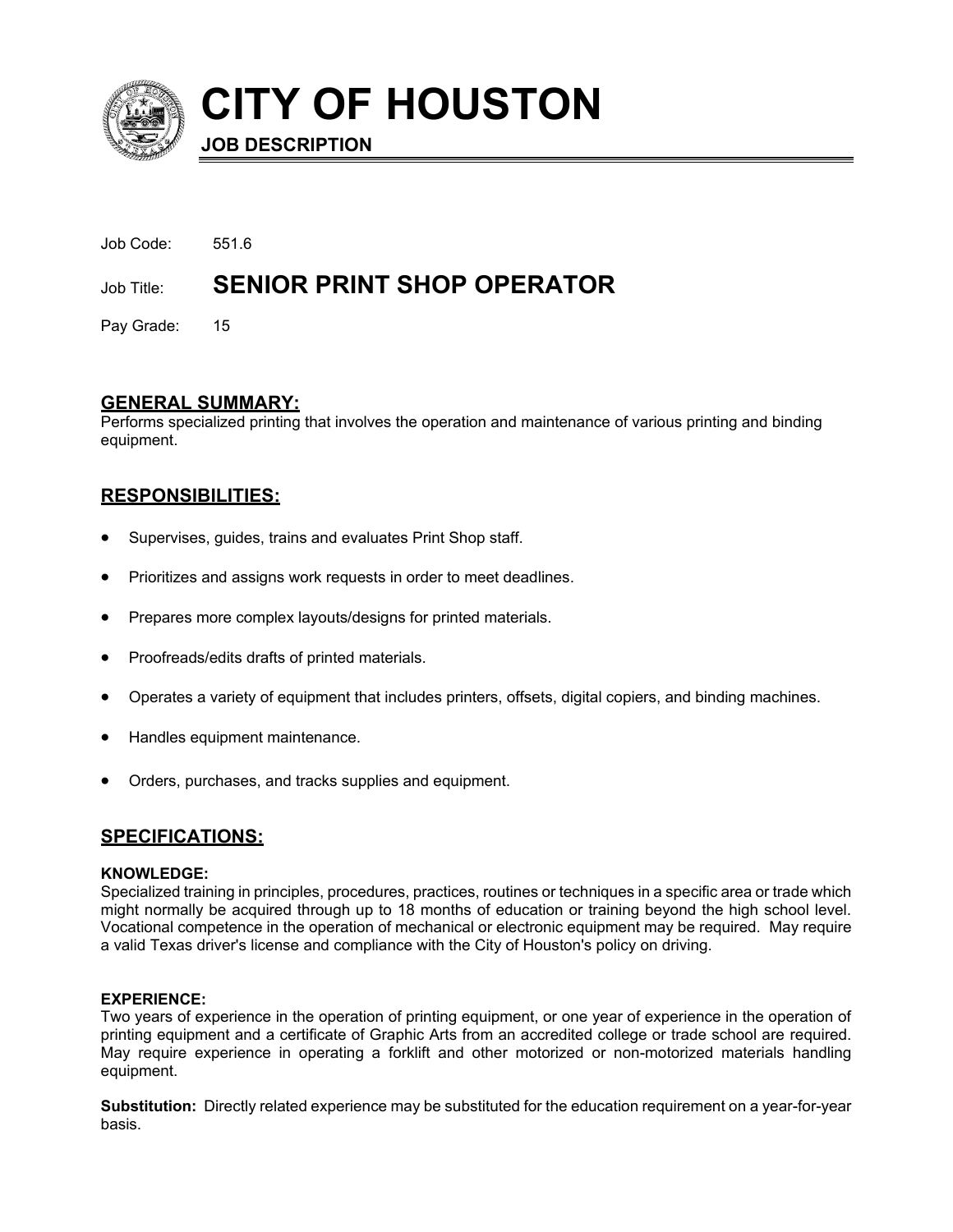# CITY OF HOUSTON

**JOB DESCRIPTION**

Job Code: 551.6

Job Title: **SENIOR PRINT SHOP OPERATOR**

Pay Grade: 15

## GENERAL SUMMARY:

Performs specialized printing that involves the operation and maintenance of various printing and binding equipment.

## RESPONSIBILITIES:

- Supervises, guides, trains and evaluates Print Shop staff.
- Prioritizes and assigns work requests in order to meet deadlines.
- Prepares more complex layouts/designs for printed materials.
- Proofreads/edits drafts of printed materials.
- Operates a variety of equipment that includes printers, offsets, digital copiers, and binding machines.
- Handles equipment maintenance.
- Orders, purchases, and tracks supplies and equipment.

## SPECIFICATIONS:

**KNOWLEDGE:**

Specialized training in principles, procedures, practices, routines or techniques in a specific area or trade which might normally be acquired through up to 18 months of education or training beyond the high school level. Vocational competence in the operation of mechanical or electronic equipment may be required. May require a valid Texas driver's license and compliance with the City of Houston's policy on driving.

**EXPERIENCE:**

Two years of experience in the operation of printing equipment, or one year of experience in the operation of printing equipment and a certificate of Graphic Arts from an accredited college or trade school are required. May require experience in operating a forklift and other motorized or non-motorized materials handling equipment.

**Substitution:** Directly related experience may be substituted for the education requirement on a year-for-year basis.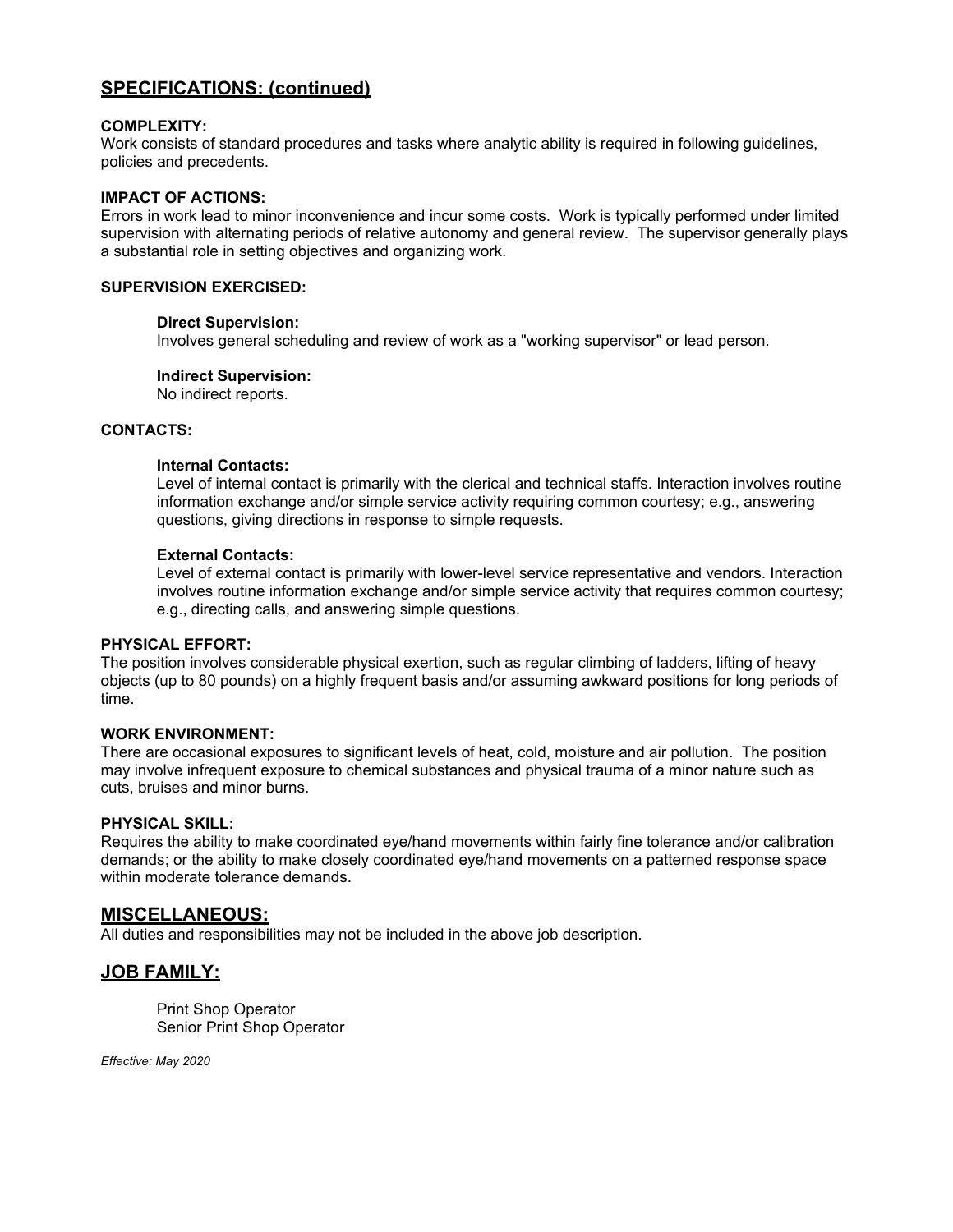## SPECIFICATIONS: (continued)

**COMPLEXITY:**
Work consists of standard procedures and tasks where analytic ability is required in following guidelines, policies and precedents.

**IMPACT OF ACTIONS:**
Errors in work lead to minor inconvenience and incur some costs. Work is typically performed under limited supervision with alternating periods of relative autonomy and general review. The supervisor generally plays a substantial role in setting objectives and organizing work.

**SUPERVISION EXERCISED:**

**Direct Supervision:**
Involves general scheduling and review of work as a "working supervisor" or lead person.

**Indirect Supervision:**
No indirect reports.

**CONTACTS:**

**Internal Contacts:**
Level of internal contact is primarily with the clerical and technical staffs. Interaction involves routine information exchange and/or simple service activity requiring common courtesy; e.g., answering questions, giving directions in response to simple requests.

**External Contacts:**
Level of external contact is primarily with lower-level service representative and vendors. Interaction involves routine information exchange and/or simple service activity that requires common courtesy; e.g., directing calls, and answering simple questions.

**PHYSICAL EFFORT:**
The position involves considerable physical exertion, such as regular climbing of ladders, lifting of heavy objects (up to 80 pounds) on a highly frequent basis and/or assuming awkward positions for long periods of time.

**WORK ENVIRONMENT:**
There are occasional exposures to significant levels of heat, cold, moisture and air pollution. The position may involve infrequent exposure to chemical substances and physical trauma of a minor nature such as cuts, bruises and minor burns.

**PHYSICAL SKILL:**
Requires the ability to make coordinated eye/hand movements within fairly fine tolerance and/or calibration demands; or the ability to make closely coordinated eye/hand movements on a patterned response space within moderate tolerance demands.

## MISCELLANEOUS:

All duties and responsibilities may not be included in the above job description.

## JOB FAMILY:

Print Shop Operator
Senior Print Shop Operator

*Effective: May 2020*